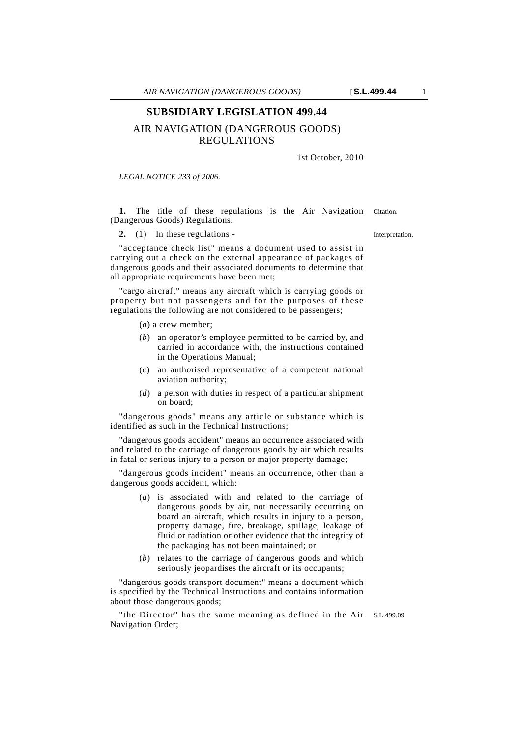# SUBSIDIARY LEGISLATION 499.44

## AIR NAVIGATION (DANGEROUS GOODS) REGULATIONS

1st October, 2010

*LEGAL NOTICE 233 of 2006.*

Citation.

**1.** The title of these regulations is the Air Navigation (Dangerous Goods) Regulations.

Interpretation.

**2.** (1) In these regulations -

"acceptance check list" means a document used to assist in carrying out a check on the external appearance of packages of dangerous goods and their associated documents to determine that all appropriate requirements have been met;

"cargo aircraft" means any aircraft which is carrying goods or property but not passengers and for the purposes of these regulations the following are not considered to be passengers;

(*a*) a crew member;

(*b*) an operator's employee permitted to be carried by, and carried in accordance with, the instructions contained in the Operations Manual;

(*c*) an authorised representative of a competent national aviation authority;

(*d*) a person with duties in respect of a particular shipment on board;

"dangerous goods" means any article or substance which is identified as such in the Technical Instructions;

"dangerous goods accident" means an occurrence associated with and related to the carriage of dangerous goods by air which results in fatal or serious injury to a person or major property damage;

"dangerous goods incident" means an occurrence, other than a dangerous goods accident, which:

(*a*) is associated with and related to the carriage of dangerous goods by air, not necessarily occurring on board an aircraft, which results in injury to a person, property damage, fire, breakage, spillage, leakage of fluid or radiation or other evidence that the integrity of the packaging has not been maintained; or

(*b*) relates to the carriage of dangerous goods and which seriously jeopardises the aircraft or its occupants;

"dangerous goods transport document" means a document which is specified by the Technical Instructions and contains information about those dangerous goods;

S.L.499.09

"the Director" has the same meaning as defined in the Air Navigation Order;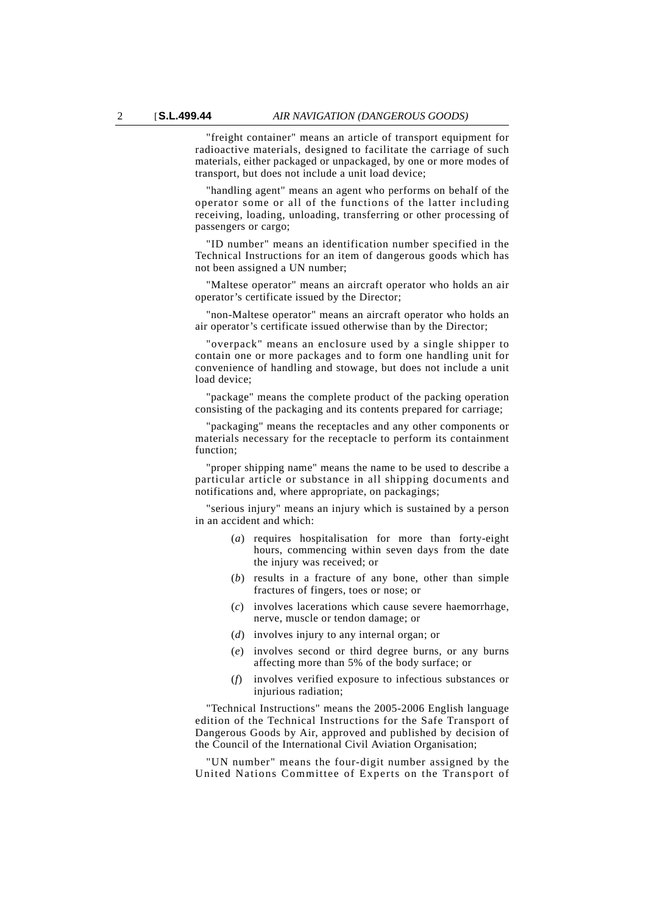"freight container" means an article of transport equipment for radioactive materials, designed to facilitate the carriage of such materials, either packaged or unpackaged, by one or more modes of transport, but does not include a unit load device;

"handling agent" means an agent who performs on behalf of the operator some or all of the functions of the latter including receiving, loading, unloading, transferring or other processing of passengers or cargo;

"ID number" means an identification number specified in the Technical Instructions for an item of dangerous goods which has not been assigned a UN number;

"Maltese operator" means an aircraft operator who holds an air operator's certificate issued by the Director;

"non-Maltese operator" means an aircraft operator who holds an air operator's certificate issued otherwise than by the Director;

"overpack" means an enclosure used by a single shipper to contain one or more packages and to form one handling unit for convenience of handling and stowage, but does not include a unit load device;

"package" means the complete product of the packing operation consisting of the packaging and its contents prepared for carriage;

"packaging" means the receptacles and any other components or materials necessary for the receptacle to perform its containment function;

"proper shipping name" means the name to be used to describe a particular article or substance in all shipping documents and notifications and, where appropriate, on packagings;

"serious injury" means an injury which is sustained by a person in an accident and which:

(*a*) requires hospitalisation for more than forty-eight hours, commencing within seven days from the date the injury was received; or

(*b*) results in a fracture of any bone, other than simple fractures of fingers, toes or nose; or

(*c*) involves lacerations which cause severe haemorrhage, nerve, muscle or tendon damage; or

(*d*) involves injury to any internal organ; or

(*e*) involves second or third degree burns, or any burns affecting more than 5% of the body surface; or

(*f*) involves verified exposure to infectious substances or injurious radiation;

"Technical Instructions" means the 2005-2006 English language edition of the Technical Instructions for the Safe Transport of Dangerous Goods by Air, approved and published by decision of the Council of the International Civil Aviation Organisation;

"UN number" means the four-digit number assigned by the United Nations Committee of Experts on the Transport of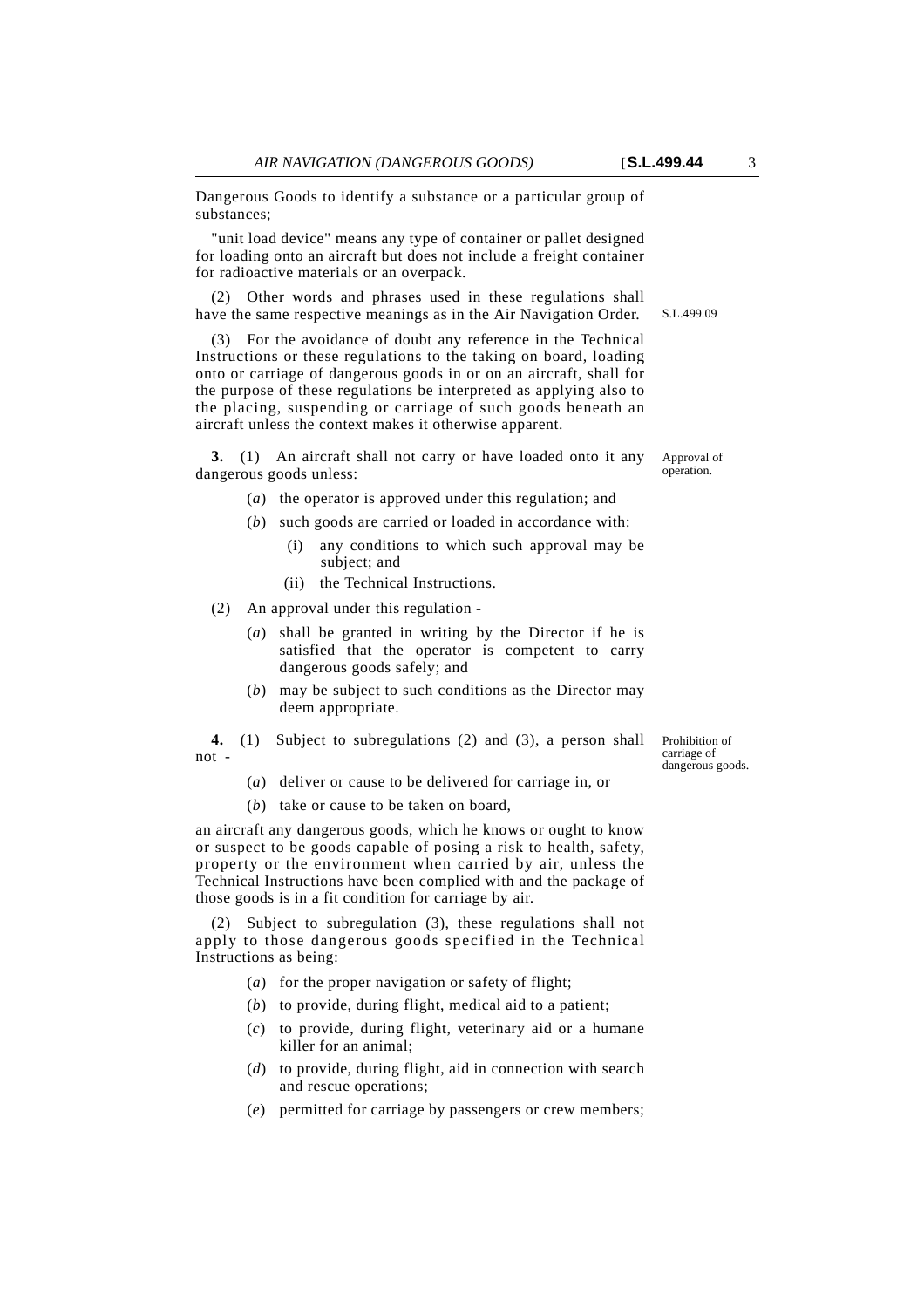Dangerous Goods to identify a substance or a particular group of substances;

"unit load device" means any type of container or pallet designed for loading onto an aircraft but does not include a freight container for radioactive materials or an overpack.

(2) Other words and phrases used in these regulations shall have the same respective meanings as in the Air Navigation Order. S.L.499.09

(3) For the avoidance of doubt any reference in the Technical Instructions or these regulations to the taking on board, loading onto or carriage of dangerous goods in or on an aircraft, shall for the purpose of these regulations be interpreted as applying also to the placing, suspending or carriage of such goods beneath an aircraft unless the context makes it otherwise apparent.

*Approval of operation.*

**3.** (1) An aircraft shall not carry or have loaded onto it any dangerous goods unless:

- (*a*) the operator is approved under this regulation; and
- (*b*) such goods are carried or loaded in accordance with:
  - (i) any conditions to which such approval may be subject; and
  - (ii) the Technical Instructions.

(2) An approval under this regulation -

- (*a*) shall be granted in writing by the Director if he is satisfied that the operator is competent to carry dangerous goods safely; and
- (*b*) may be subject to such conditions as the Director may deem appropriate.

*Prohibition of carriage of dangerous goods.*

**4.** (1) Subject to subregulations (2) and (3), a person shall not -

- (*a*) deliver or cause to be delivered for carriage in, or
- (*b*) take or cause to be taken on board,

an aircraft any dangerous goods, which he knows or ought to know or suspect to be goods capable of posing a risk to health, safety, property or the environment when carried by air, unless the Technical Instructions have been complied with and the package of those goods is in a fit condition for carriage by air.

(2) Subject to subregulation (3), these regulations shall not apply to those dangerous goods specified in the Technical Instructions as being:

- (*a*) for the proper navigation or safety of flight;
- (*b*) to provide, during flight, medical aid to a patient;
- (*c*) to provide, during flight, veterinary aid or a humane killer for an animal;
- (*d*) to provide, during flight, aid in connection with search and rescue operations;
- (*e*) permitted for carriage by passengers or crew members;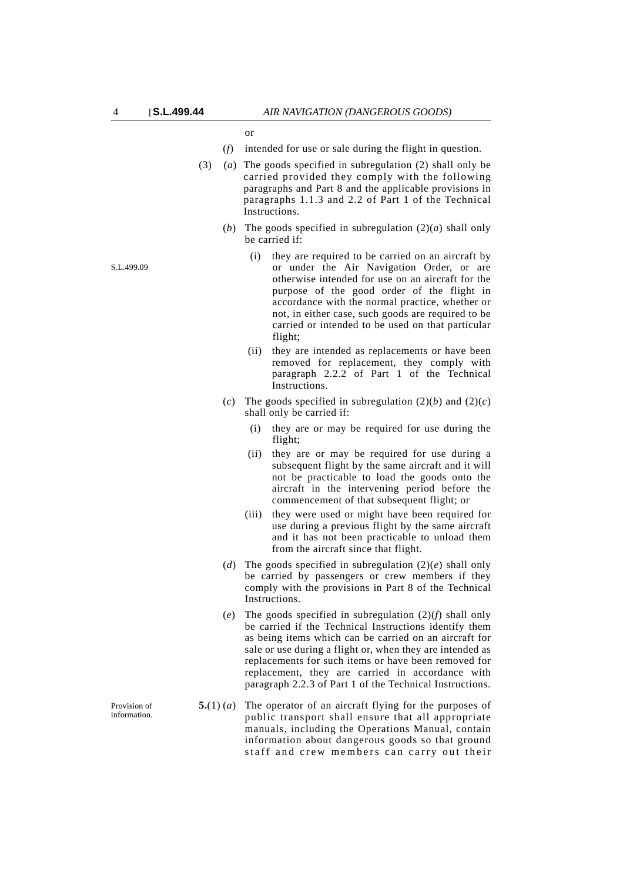or

(*f*) intended for use or sale during the flight in question.

(3) (*a*) The goods specified in subregulation (2) shall only be carried provided they comply with the following paragraphs and Part 8 and the applicable provisions in paragraphs 1.1.3 and 2.2 of Part 1 of the Technical Instructions.

(*b*) The goods specified in subregulation (2)(*a*) shall only be carried if:

S.L.499.09

(i) they are required to be carried on an aircraft by or under the Air Navigation Order, or are otherwise intended for use on an aircraft for the purpose of the good order of the flight in accordance with the normal practice, whether or not, in either case, such goods are required to be carried or intended to be used on that particular flight;

(ii) they are intended as replacements or have been removed for replacement, they comply with paragraph 2.2.2 of Part 1 of the Technical Instructions.

(*c*) The goods specified in subregulation (2)(*b*) and (2)(*c*) shall only be carried if:

(i) they are or may be required for use during the flight;

(ii) they are or may be required for use during a subsequent flight by the same aircraft and it will not be practicable to load the goods onto the aircraft in the intervening period before the commencement of that subsequent flight; or

(iii) they were used or might have been required for use during a previous flight by the same aircraft and it has not been practicable to unload them from the aircraft since that flight.

(*d*) The goods specified in subregulation (2)(*e*) shall only be carried by passengers or crew members if they comply with the provisions in Part 8 of the Technical Instructions.

(*e*) The goods specified in subregulation (2)(*f*) shall only be carried if the Technical Instructions identify them as being items which can be carried on an aircraft for sale or use during a flight or, when they are intended as replacements for such items or have been removed for replacement, they are carried in accordance with paragraph 2.2.3 of Part 1 of the Technical Instructions.

Provision of information.

**5.**(1) (*a*) The operator of an aircraft flying for the purposes of public transport shall ensure that all appropriate manuals, including the Operations Manual, contain information about dangerous goods so that ground staff and crew members can carry out their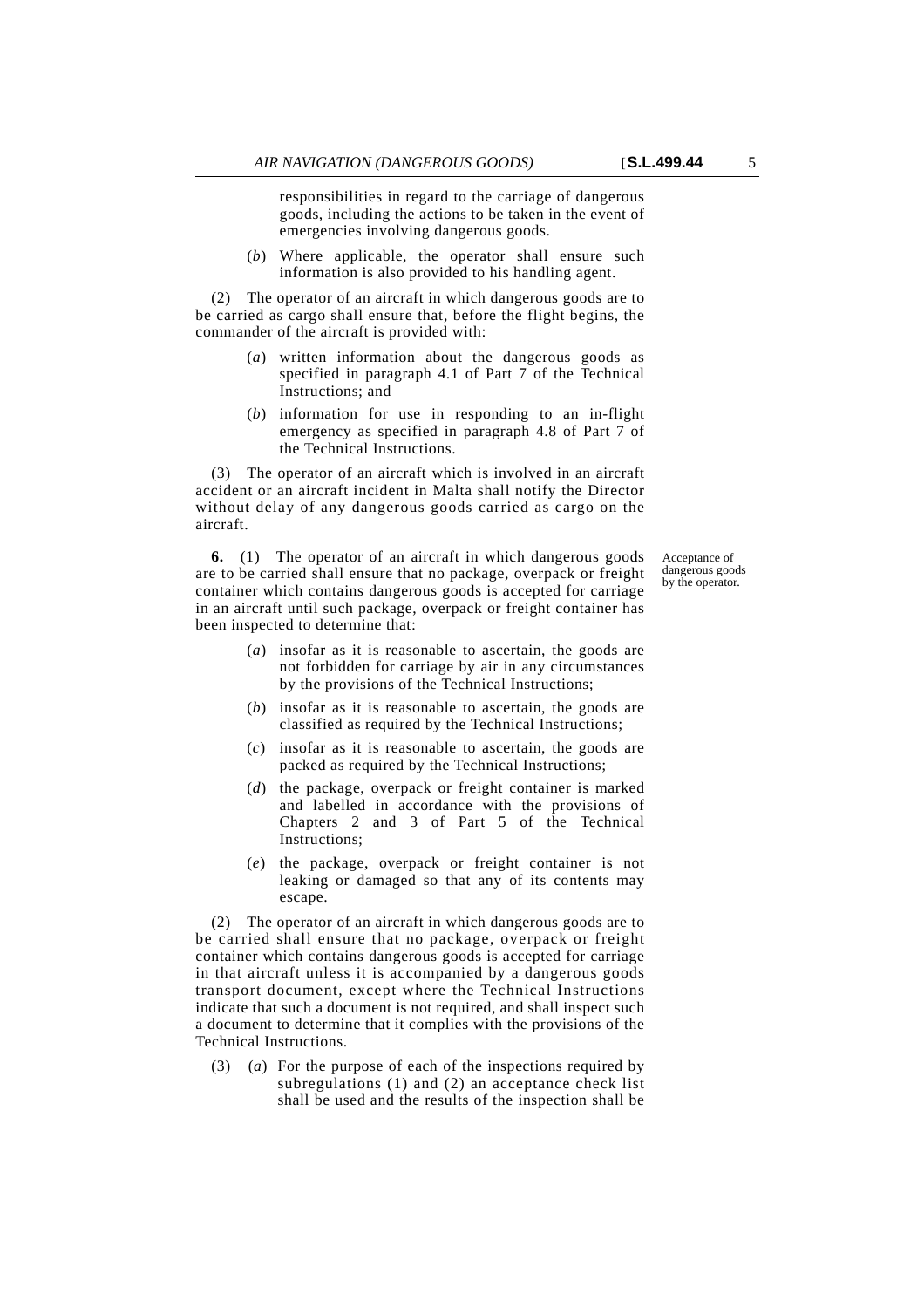responsibilities in regard to the carriage of dangerous goods, including the actions to be taken in the event of emergencies involving dangerous goods.

(*b*) Where applicable, the operator shall ensure such information is also provided to his handling agent.

(2) The operator of an aircraft in which dangerous goods are to be carried as cargo shall ensure that, before the flight begins, the commander of the aircraft is provided with:

(*a*) written information about the dangerous goods as specified in paragraph 4.1 of Part 7 of the Technical Instructions; and

(*b*) information for use in responding to an in-flight emergency as specified in paragraph 4.8 of Part 7 of the Technical Instructions.

(3) The operator of an aircraft which is involved in an aircraft accident or an aircraft incident in Malta shall notify the Director without delay of any dangerous goods carried as cargo on the aircraft.

Acceptance of dangerous goods by the operator.

**6.** (1) The operator of an aircraft in which dangerous goods are to be carried shall ensure that no package, overpack or freight container which contains dangerous goods is accepted for carriage in an aircraft until such package, overpack or freight container has been inspected to determine that:

(*a*) insofar as it is reasonable to ascertain, the goods are not forbidden for carriage by air in any circumstances by the provisions of the Technical Instructions;

(*b*) insofar as it is reasonable to ascertain, the goods are classified as required by the Technical Instructions;

(*c*) insofar as it is reasonable to ascertain, the goods are packed as required by the Technical Instructions;

(*d*) the package, overpack or freight container is marked and labelled in accordance with the provisions of Chapters 2 and 3 of Part 5 of the Technical Instructions;

(*e*) the package, overpack or freight container is not leaking or damaged so that any of its contents may escape.

(2) The operator of an aircraft in which dangerous goods are to be carried shall ensure that no package, overpack or freight container which contains dangerous goods is accepted for carriage in that aircraft unless it is accompanied by a dangerous goods transport document, except where the Technical Instructions indicate that such a document is not required, and shall inspect such a document to determine that it complies with the provisions of the Technical Instructions.

(3) (*a*) For the purpose of each of the inspections required by subregulations (1) and (2) an acceptance check list shall be used and the results of the inspection shall be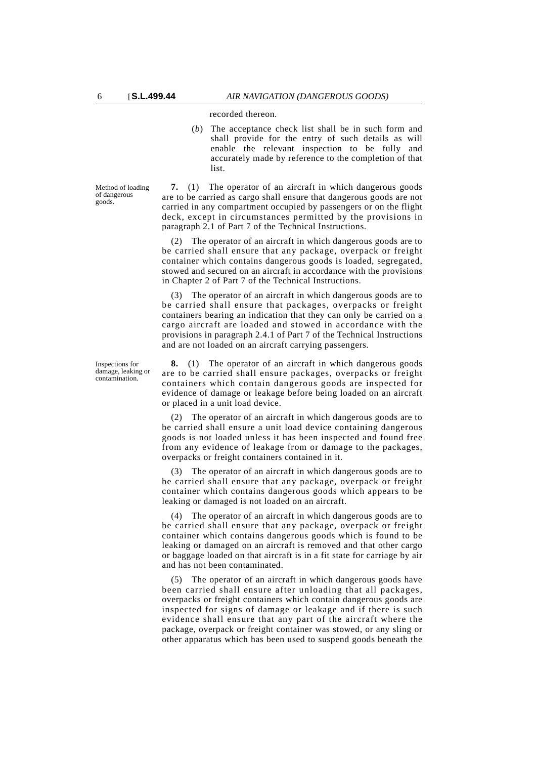recorded thereon.

(*b*) The acceptance check list shall be in such form and shall provide for the entry of such details as will enable the relevant inspection to be fully and accurately made by reference to the completion of that list.

Method of loading of dangerous goods.

**7.** (1) The operator of an aircraft in which dangerous goods are to be carried as cargo shall ensure that dangerous goods are not carried in any compartment occupied by passengers or on the flight deck, except in circumstances permitted by the provisions in paragraph 2.1 of Part 7 of the Technical Instructions.

(2) The operator of an aircraft in which dangerous goods are to be carried shall ensure that any package, overpack or freight container which contains dangerous goods is loaded, segregated, stowed and secured on an aircraft in accordance with the provisions in Chapter 2 of Part 7 of the Technical Instructions.

(3) The operator of an aircraft in which dangerous goods are to be carried shall ensure that packages, overpacks or freight containers bearing an indication that they can only be carried on a cargo aircraft are loaded and stowed in accordance with the provisions in paragraph 2.4.1 of Part 7 of the Technical Instructions and are not loaded on an aircraft carrying passengers.

Inspections for damage, leaking or contamination.

**8.** (1) The operator of an aircraft in which dangerous goods are to be carried shall ensure packages, overpacks or freight containers which contain dangerous goods are inspected for evidence of damage or leakage before being loaded on an aircraft or placed in a unit load device.

(2) The operator of an aircraft in which dangerous goods are to be carried shall ensure a unit load device containing dangerous goods is not loaded unless it has been inspected and found free from any evidence of leakage from or damage to the packages, overpacks or freight containers contained in it.

(3) The operator of an aircraft in which dangerous goods are to be carried shall ensure that any package, overpack or freight container which contains dangerous goods which appears to be leaking or damaged is not loaded on an aircraft.

(4) The operator of an aircraft in which dangerous goods are to be carried shall ensure that any package, overpack or freight container which contains dangerous goods which is found to be leaking or damaged on an aircraft is removed and that other cargo or baggage loaded on that aircraft is in a fit state for carriage by air and has not been contaminated.

(5) The operator of an aircraft in which dangerous goods have been carried shall ensure after unloading that all packages, overpacks or freight containers which contain dangerous goods are inspected for signs of damage or leakage and if there is such evidence shall ensure that any part of the aircraft where the package, overpack or freight container was stowed, or any sling or other apparatus which has been used to suspend goods beneath the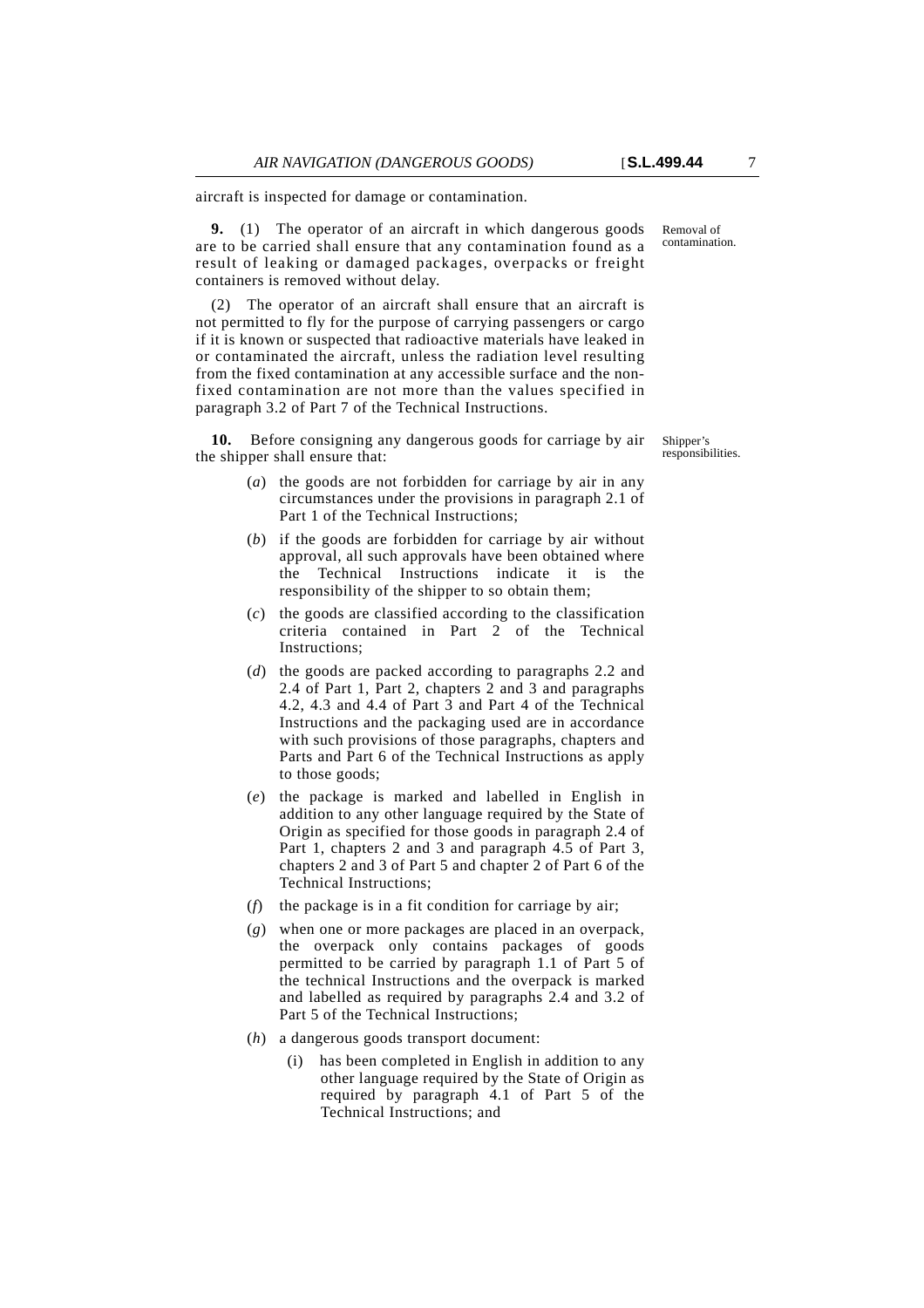aircraft is inspected for damage or contamination.

Removal of contamination.

**9.** (1) The operator of an aircraft in which dangerous goods are to be carried shall ensure that any contamination found as a result of leaking or damaged packages, overpacks or freight containers is removed without delay.

(2) The operator of an aircraft shall ensure that an aircraft is not permitted to fly for the purpose of carrying passengers or cargo if it is known or suspected that radioactive materials have leaked in or contaminated the aircraft, unless the radiation level resulting from the fixed contamination at any accessible surface and the non-fixed contamination are not more than the values specified in paragraph 3.2 of Part 7 of the Technical Instructions.

Shipper's responsibilities.

**10.** Before consigning any dangerous goods for carriage by air the shipper shall ensure that:

(*a*) the goods are not forbidden for carriage by air in any circumstances under the provisions in paragraph 2.1 of Part 1 of the Technical Instructions;

(*b*) if the goods are forbidden for carriage by air without approval, all such approvals have been obtained where the Technical Instructions indicate it is the responsibility of the shipper to so obtain them;

(*c*) the goods are classified according to the classification criteria contained in Part 2 of the Technical Instructions;

(*d*) the goods are packed according to paragraphs 2.2 and 2.4 of Part 1, Part 2, chapters 2 and 3 and paragraphs 4.2, 4.3 and 4.4 of Part 3 and Part 4 of the Technical Instructions and the packaging used are in accordance with such provisions of those paragraphs, chapters and Parts and Part 6 of the Technical Instructions as apply to those goods;

(*e*) the package is marked and labelled in English in addition to any other language required by the State of Origin as specified for those goods in paragraph 2.4 of Part 1, chapters 2 and 3 and paragraph 4.5 of Part 3, chapters 2 and 3 of Part 5 and chapter 2 of Part 6 of the Technical Instructions;

(*f*) the package is in a fit condition for carriage by air;

(*g*) when one or more packages are placed in an overpack, the overpack only contains packages of goods permitted to be carried by paragraph 1.1 of Part 5 of the technical Instructions and the overpack is marked and labelled as required by paragraphs 2.4 and 3.2 of Part 5 of the Technical Instructions;

(*h*) a dangerous goods transport document:

(i) has been completed in English in addition to any other language required by the State of Origin as required by paragraph 4.1 of Part 5 of the Technical Instructions; and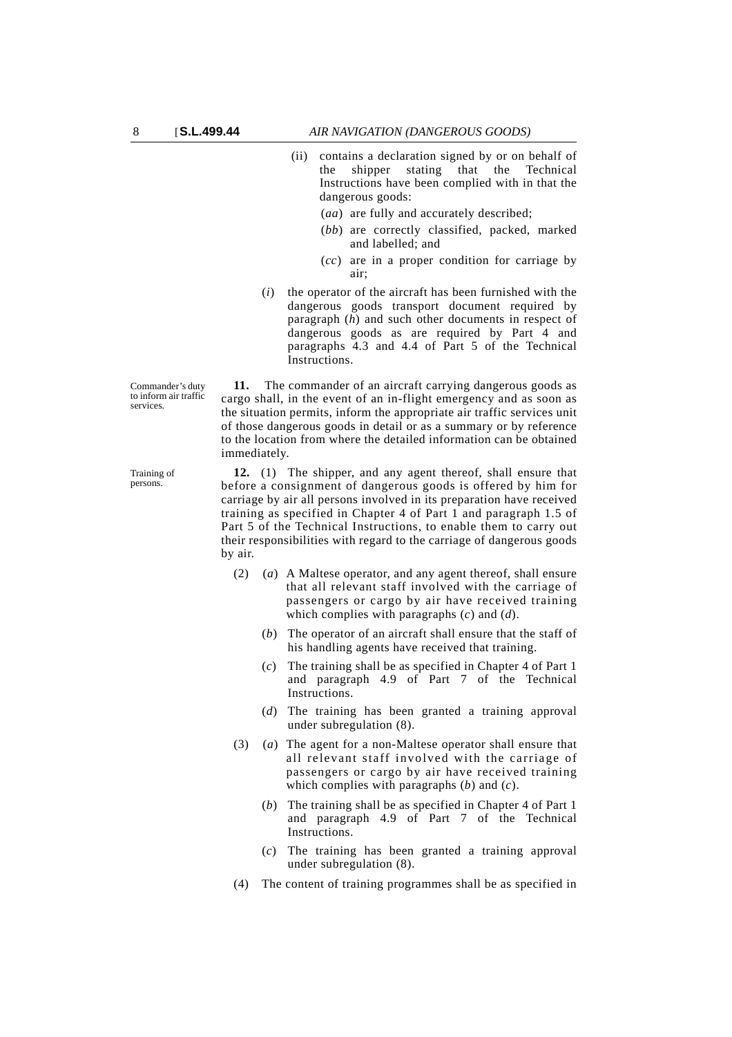(ii) contains a declaration signed by or on behalf of the shipper stating that the Technical Instructions have been complied with in that the dangerous goods:

(*aa*) are fully and accurately described;

(*bb*) are correctly classified, packed, marked and labelled; and

(*cc*) are in a proper condition for carriage by air;

(*i*) the operator of the aircraft has been furnished with the dangerous goods transport document required by paragraph (*h*) and such other documents in respect of dangerous goods as are required by Part 4 and paragraphs 4.3 and 4.4 of Part 5 of the Technical Instructions.

Commander's duty to inform air traffic services.

**11.** The commander of an aircraft carrying dangerous goods as cargo shall, in the event of an in-flight emergency and as soon as the situation permits, inform the appropriate air traffic services unit of those dangerous goods in detail or as a summary or by reference to the location from where the detailed information can be obtained immediately.

Training of persons.

**12.** (1) The shipper, and any agent thereof, shall ensure that before a consignment of dangerous goods is offered by him for carriage by air all persons involved in its preparation have received training as specified in Chapter 4 of Part 1 and paragraph 1.5 of Part 5 of the Technical Instructions, to enable them to carry out their responsibilities with regard to the carriage of dangerous goods by air.

(2) (*a*) A Maltese operator, and any agent thereof, shall ensure that all relevant staff involved with the carriage of passengers or cargo by air have received training which complies with paragraphs (*c*) and (*d*).

(*b*) The operator of an aircraft shall ensure that the staff of his handling agents have received that training.

(*c*) The training shall be as specified in Chapter 4 of Part 1 and paragraph 4.9 of Part 7 of the Technical Instructions.

(*d*) The training has been granted a training approval under subregulation (8).

(3) (*a*) The agent for a non-Maltese operator shall ensure that all relevant staff involved with the carriage of passengers or cargo by air have received training which complies with paragraphs (*b*) and (*c*).

(*b*) The training shall be as specified in Chapter 4 of Part 1 and paragraph 4.9 of Part 7 of the Technical Instructions.

(*c*) The training has been granted a training approval under subregulation (8).

(4) The content of training programmes shall be as specified in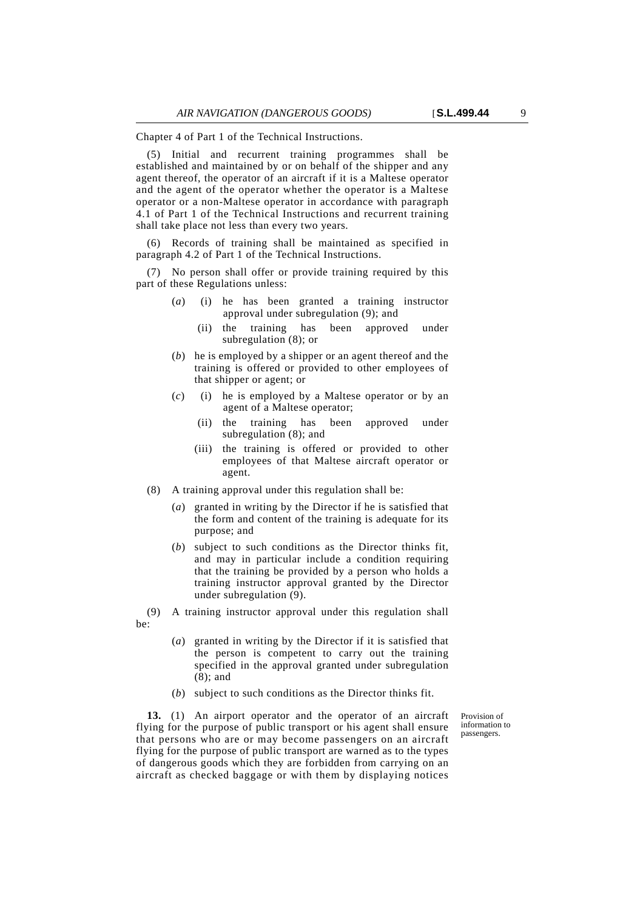Chapter 4 of Part 1 of the Technical Instructions.

(5) Initial and recurrent training programmes shall be established and maintained by or on behalf of the shipper and any agent thereof, the operator of an aircraft if it is a Maltese operator and the agent of the operator whether the operator is a Maltese operator or a non-Maltese operator in accordance with paragraph 4.1 of Part 1 of the Technical Instructions and recurrent training shall take place not less than every two years.

(6) Records of training shall be maintained as specified in paragraph 4.2 of Part 1 of the Technical Instructions.

(7) No person shall offer or provide training required by this part of these Regulations unless:

(*a*) (i) he has been granted a training instructor approval under subregulation (9); and

(ii) the training has been approved under subregulation (8); or

(*b*) he is employed by a shipper or an agent thereof and the training is offered or provided to other employees of that shipper or agent; or

(*c*) (i) he is employed by a Maltese operator or by an agent of a Maltese operator;

(ii) the training has been approved under subregulation (8); and

(iii) the training is offered or provided to other employees of that Maltese aircraft operator or agent.

(8) A training approval under this regulation shall be:

(*a*) granted in writing by the Director if he is satisfied that the form and content of the training is adequate for its purpose; and

(*b*) subject to such conditions as the Director thinks fit, and may in particular include a condition requiring that the training be provided by a person who holds a training instructor approval granted by the Director under subregulation (9).

(9) A training instructor approval under this regulation shall be:

(*a*) granted in writing by the Director if it is satisfied that the person is competent to carry out the training specified in the approval granted under subregulation (8); and

(*b*) subject to such conditions as the Director thinks fit.

Provision of information to passengers.

**13.** (1) An airport operator and the operator of an aircraft flying for the purpose of public transport or his agent shall ensure that persons who are or may become passengers on an aircraft flying for the purpose of public transport are warned as to the types of dangerous goods which they are forbidden from carrying on an aircraft as checked baggage or with them by displaying notices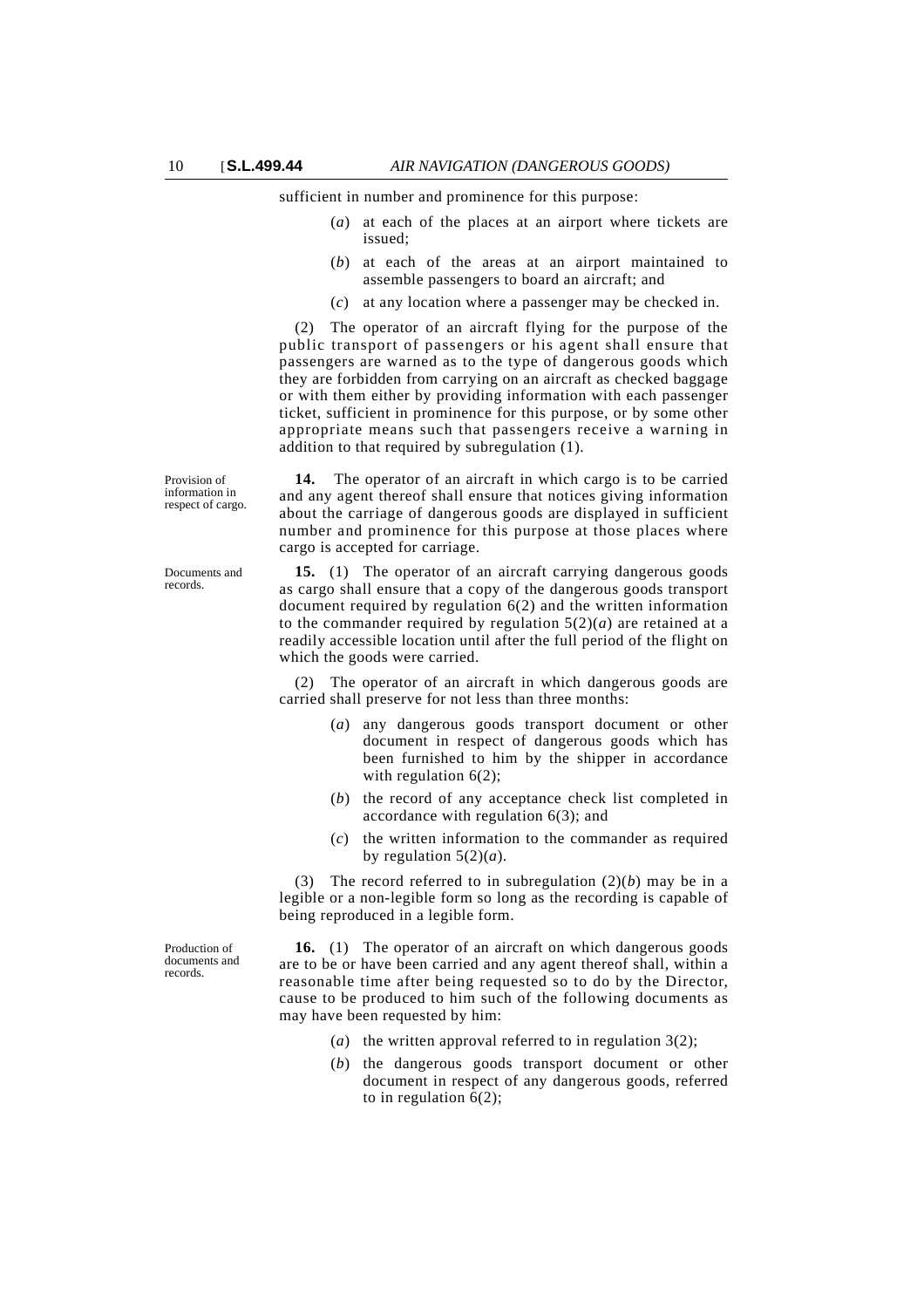sufficient in number and prominence for this purpose:

(*a*) at each of the places at an airport where tickets are issued;

(*b*) at each of the areas at an airport maintained to assemble passengers to board an aircraft; and

(*c*) at any location where a passenger may be checked in.

(2) The operator of an aircraft flying for the purpose of the public transport of passengers or his agent shall ensure that passengers are warned as to the type of dangerous goods which they are forbidden from carrying on an aircraft as checked baggage or with them either by providing information with each passenger ticket, sufficient in prominence for this purpose, or by some other appropriate means such that passengers receive a warning in addition to that required by subregulation (1).

Provision of information in respect of cargo.

**14.** The operator of an aircraft in which cargo is to be carried and any agent thereof shall ensure that notices giving information about the carriage of dangerous goods are displayed in sufficient number and prominence for this purpose at those places where cargo is accepted for carriage.

Documents and records.

**15.** (1) The operator of an aircraft carrying dangerous goods as cargo shall ensure that a copy of the dangerous goods transport document required by regulation 6(2) and the written information to the commander required by regulation 5(2)(*a*) are retained at a readily accessible location until after the full period of the flight on which the goods were carried.

(2) The operator of an aircraft in which dangerous goods are carried shall preserve for not less than three months:

(*a*) any dangerous goods transport document or other document in respect of dangerous goods which has been furnished to him by the shipper in accordance with regulation 6(2);

(*b*) the record of any acceptance check list completed in accordance with regulation 6(3); and

(*c*) the written information to the commander as required by regulation 5(2)(*a*).

(3) The record referred to in subregulation (2)(*b*) may be in a legible or a non-legible form so long as the recording is capable of being reproduced in a legible form.

Production of documents and records.

**16.** (1) The operator of an aircraft on which dangerous goods are to be or have been carried and any agent thereof shall, within a reasonable time after being requested so to do by the Director, cause to be produced to him such of the following documents as may have been requested by him:

(*a*) the written approval referred to in regulation 3(2);

(*b*) the dangerous goods transport document or other document in respect of any dangerous goods, referred to in regulation 6(2);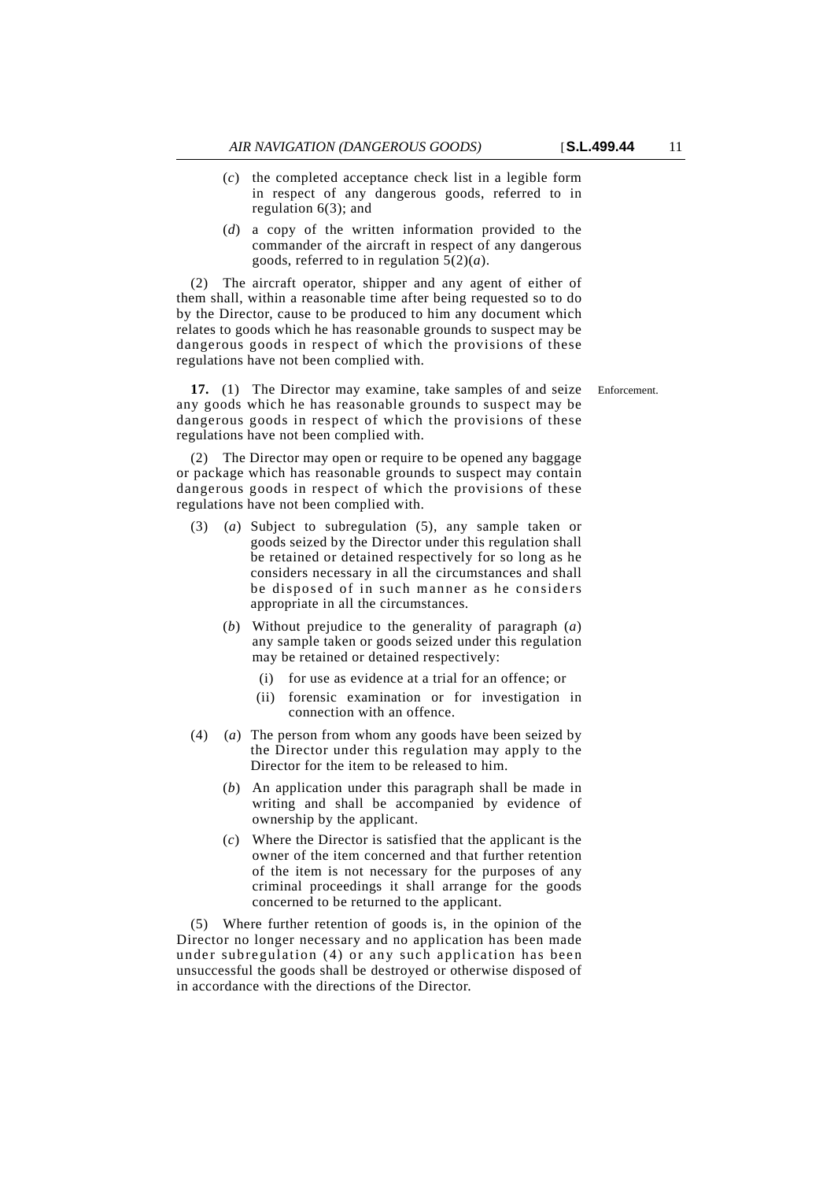(*c*) the completed acceptance check list in a legible form in respect of any dangerous goods, referred to in regulation 6(3); and

(*d*) a copy of the written information provided to the commander of the aircraft in respect of any dangerous goods, referred to in regulation 5(2)(*a*).

(2) The aircraft operator, shipper and any agent of either of them shall, within a reasonable time after being requested so to do by the Director, cause to be produced to him any document which relates to goods which he has reasonable grounds to suspect may be dangerous goods in respect of which the provisions of these regulations have not been complied with.

Enforcement.

**17.** (1) The Director may examine, take samples of and seize any goods which he has reasonable grounds to suspect may be dangerous goods in respect of which the provisions of these regulations have not been complied with.

(2) The Director may open or require to be opened any baggage or package which has reasonable grounds to suspect may contain dangerous goods in respect of which the provisions of these regulations have not been complied with.

(3) (*a*) Subject to subregulation (5), any sample taken or goods seized by the Director under this regulation shall be retained or detained respectively for so long as he considers necessary in all the circumstances and shall be disposed of in such manner as he considers appropriate in all the circumstances.

(*b*) Without prejudice to the generality of paragraph (*a*) any sample taken or goods seized under this regulation may be retained or detained respectively:

(i) for use as evidence at a trial for an offence; or

(ii) forensic examination or for investigation in connection with an offence.

(4) (*a*) The person from whom any goods have been seized by the Director under this regulation may apply to the Director for the item to be released to him.

(*b*) An application under this paragraph shall be made in writing and shall be accompanied by evidence of ownership by the applicant.

(*c*) Where the Director is satisfied that the applicant is the owner of the item concerned and that further retention of the item is not necessary for the purposes of any criminal proceedings it shall arrange for the goods concerned to be returned to the applicant.

(5) Where further retention of goods is, in the opinion of the Director no longer necessary and no application has been made under subregulation (4) or any such application has been unsuccessful the goods shall be destroyed or otherwise disposed of in accordance with the directions of the Director.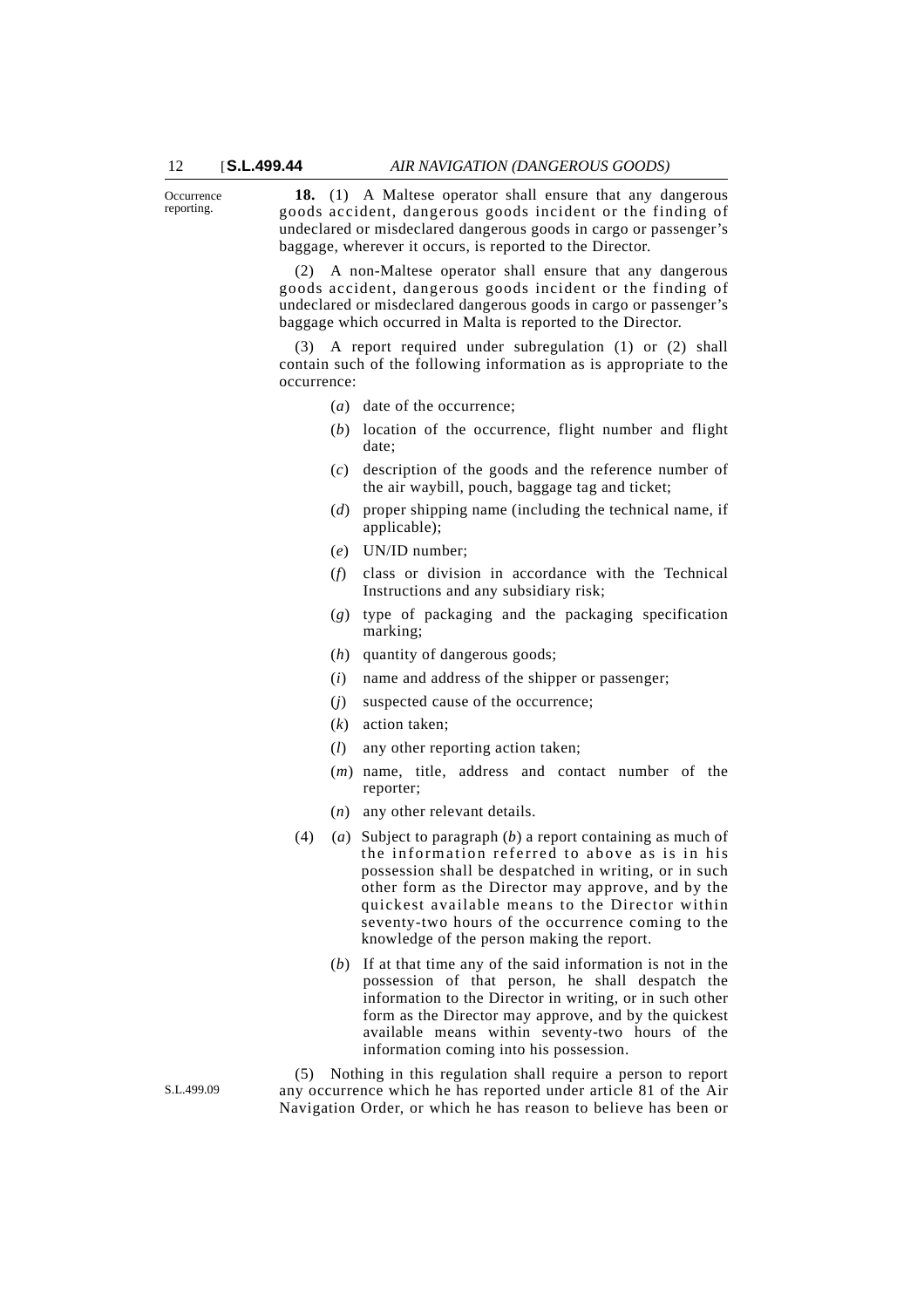Occurrence reporting.

**18.** (1) A Maltese operator shall ensure that any dangerous goods accident, dangerous goods incident or the finding of undeclared or misdeclared dangerous goods in cargo or passenger's baggage, wherever it occurs, is reported to the Director.

(2) A non-Maltese operator shall ensure that any dangerous goods accident, dangerous goods incident or the finding of undeclared or misdeclared dangerous goods in cargo or passenger's baggage which occurred in Malta is reported to the Director.

(3) A report required under subregulation (1) or (2) shall contain such of the following information as is appropriate to the occurrence:

(*a*) date of the occurrence;

(*b*) location of the occurrence, flight number and flight date;

(*c*) description of the goods and the reference number of the air waybill, pouch, baggage tag and ticket;

(*d*) proper shipping name (including the technical name, if applicable);

(*e*) UN/ID number;

(*f*) class or division in accordance with the Technical Instructions and any subsidiary risk;

(*g*) type of packaging and the packaging specification marking;

(*h*) quantity of dangerous goods;

(*i*) name and address of the shipper or passenger;

(*j*) suspected cause of the occurrence;

(*k*) action taken;

(*l*) any other reporting action taken;

(*m*) name, title, address and contact number of the reporter;

(*n*) any other relevant details.

(4) (*a*) Subject to paragraph (*b*) a report containing as much of the information referred to above as is in his possession shall be despatched in writing, or in such other form as the Director may approve, and by the quickest available means to the Director within seventy-two hours of the occurrence coming to the knowledge of the person making the report.

(*b*) If at that time any of the said information is not in the possession of that person, he shall despatch the information to the Director in writing, or in such other form as the Director may approve, and by the quickest available means within seventy-two hours of the information coming into his possession.

S.L.499.09

(5) Nothing in this regulation shall require a person to report any occurrence which he has reported under article 81 of the Air Navigation Order, or which he has reason to believe has been or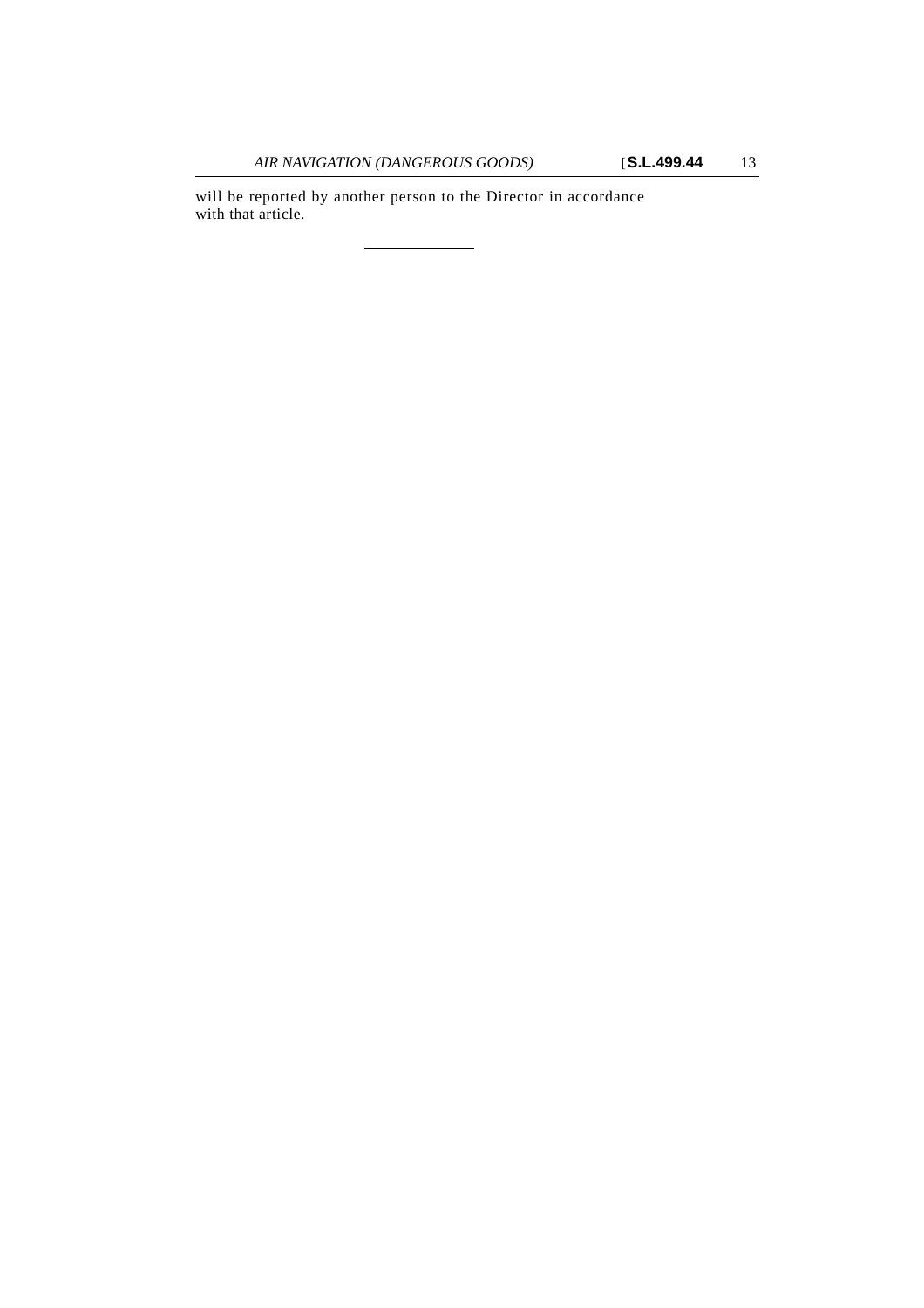will be reported by another person to the Director in accordance with that article.

---